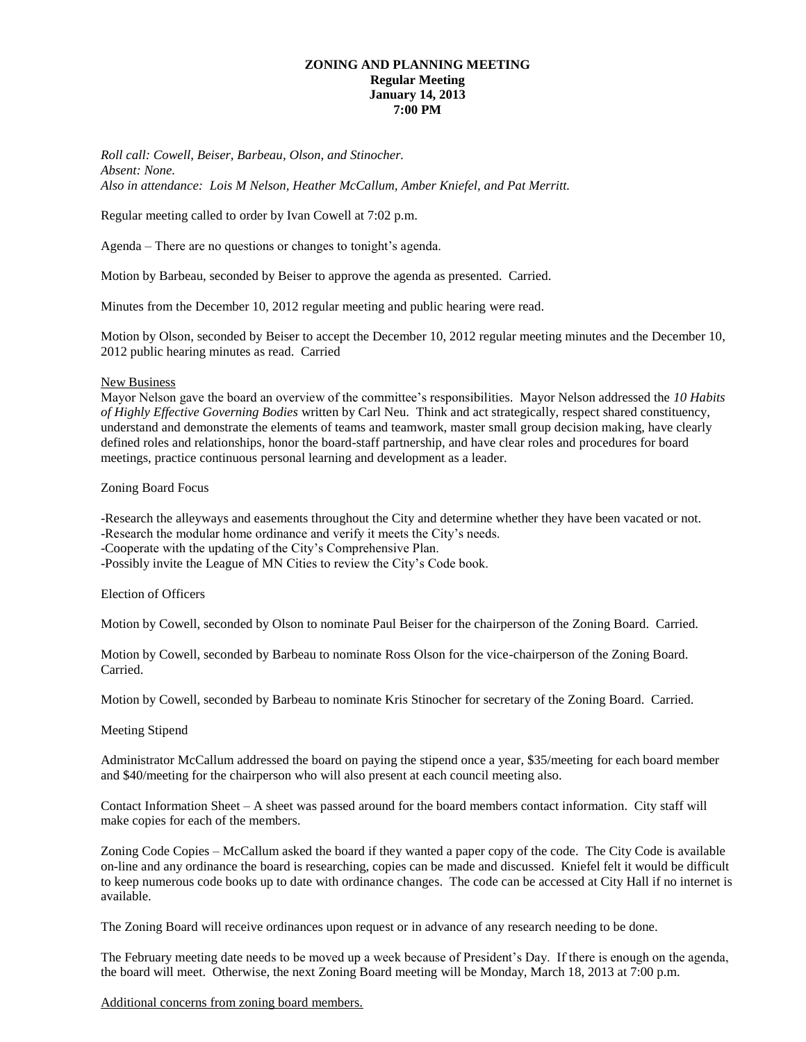**ZONING AND PLANNING MEETING**
**Regular Meeting**
**January 14, 2013**
**7:00 PM**

*Roll call: Cowell, Beiser, Barbeau, Olson, and Stinocher.*
*Absent: None.*
*Also in attendance: Lois M Nelson, Heather McCallum, Amber Kniefel, and Pat Merritt.*

Regular meeting called to order by Ivan Cowell at 7:02 p.m.

Agenda – There are no questions or changes to tonight's agenda.

Motion by Barbeau, seconded by Beiser to approve the agenda as presented. Carried.

Minutes from the December 10, 2012 regular meeting and public hearing were read.

Motion by Olson, seconded by Beiser to accept the December 10, 2012 regular meeting minutes and the December 10, 2012 public hearing minutes as read. Carried

New Business

Mayor Nelson gave the board an overview of the committee's responsibilities. Mayor Nelson addressed the *10 Habits of Highly Effective Governing Bodies* written by Carl Neu. Think and act strategically, respect shared constituency, understand and demonstrate the elements of teams and teamwork, master small group decision making, have clearly defined roles and relationships, honor the board-staff partnership, and have clear roles and procedures for board meetings, practice continuous personal learning and development as a leader.

Zoning Board Focus

-Research the alleyways and easements throughout the City and determine whether they have been vacated or not.
-Research the modular home ordinance and verify it meets the City's needs.
-Cooperate with the updating of the City's Comprehensive Plan.
-Possibly invite the League of MN Cities to review the City's Code book.

Election of Officers

Motion by Cowell, seconded by Olson to nominate Paul Beiser for the chairperson of the Zoning Board. Carried.

Motion by Cowell, seconded by Barbeau to nominate Ross Olson for the vice-chairperson of the Zoning Board. Carried.

Motion by Cowell, seconded by Barbeau to nominate Kris Stinocher for secretary of the Zoning Board. Carried.

Meeting Stipend

Administrator McCallum addressed the board on paying the stipend once a year, $35/meeting for each board member and $40/meeting for the chairperson who will also present at each council meeting also.

Contact Information Sheet – A sheet was passed around for the board members contact information. City staff will make copies for each of the members.

Zoning Code Copies – McCallum asked the board if they wanted a paper copy of the code. The City Code is available on-line and any ordinance the board is researching, copies can be made and discussed. Kniefel felt it would be difficult to keep numerous code books up to date with ordinance changes. The code can be accessed at City Hall if no internet is available.

The Zoning Board will receive ordinances upon request or in advance of any research needing to be done.

The February meeting date needs to be moved up a week because of President's Day. If there is enough on the agenda, the board will meet. Otherwise, the next Zoning Board meeting will be Monday, March 18, 2013 at 7:00 p.m.

Additional concerns from zoning board members.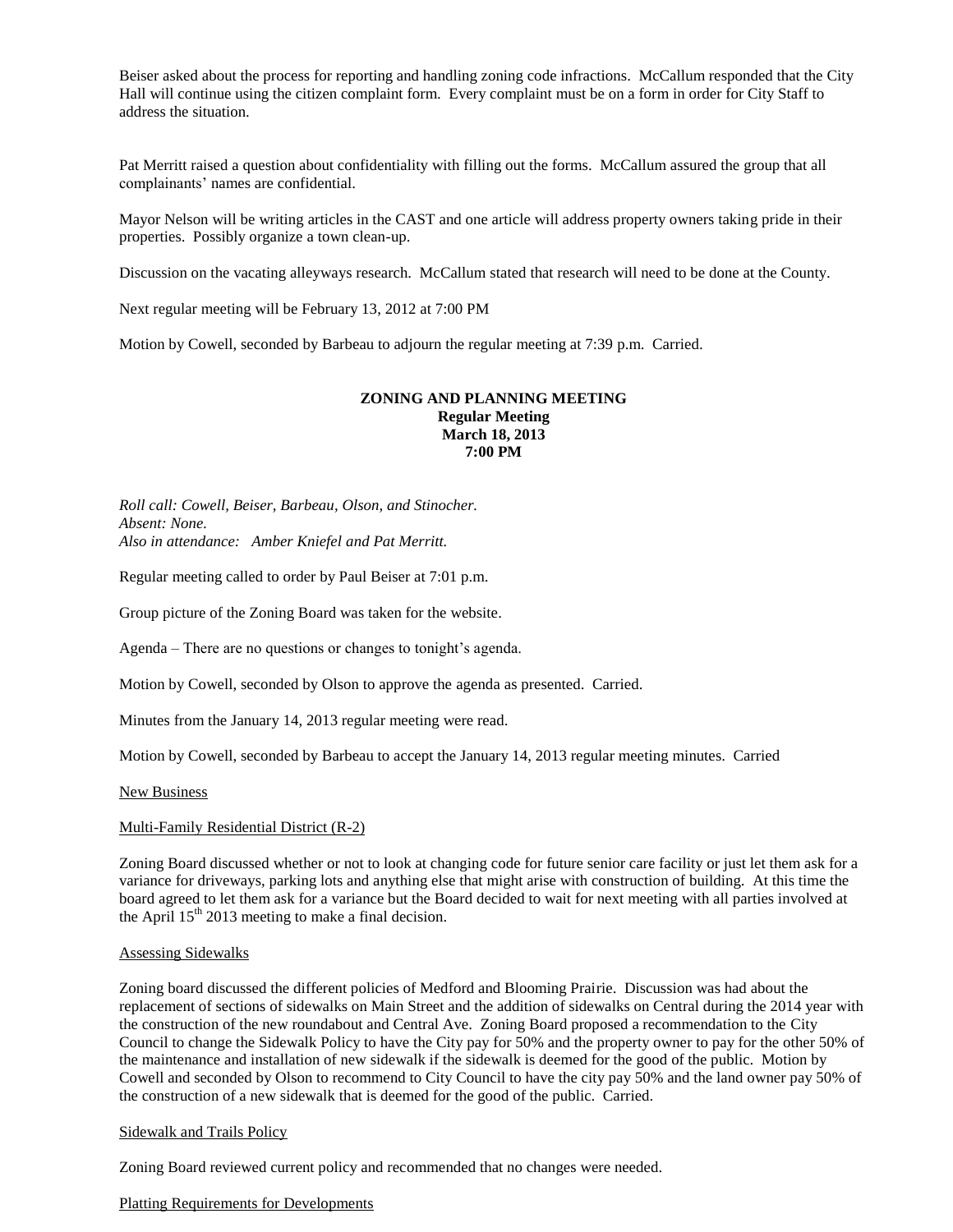Beiser asked about the process for reporting and handling zoning code infractions. McCallum responded that the City Hall will continue using the citizen complaint form. Every complaint must be on a form in order for City Staff to address the situation.

Pat Merritt raised a question about confidentiality with filling out the forms. McCallum assured the group that all complainants' names are confidential.

Mayor Nelson will be writing articles in the CAST and one article will address property owners taking pride in their properties. Possibly organize a town clean-up.

Discussion on the vacating alleyways research. McCallum stated that research will need to be done at the County.

Next regular meeting will be February 13, 2012 at 7:00 PM

Motion by Cowell, seconded by Barbeau to adjourn the regular meeting at 7:39 p.m. Carried.

**ZONING AND PLANNING MEETING**
**Regular Meeting**
**March 18, 2013**
**7:00 PM**

*Roll call: Cowell, Beiser, Barbeau, Olson, and Stinocher.*
*Absent: None.*
*Also in attendance: Amber Kniefel and Pat Merritt.*

Regular meeting called to order by Paul Beiser at 7:01 p.m.

Group picture of the Zoning Board was taken for the website.

Agenda – There are no questions or changes to tonight's agenda.

Motion by Cowell, seconded by Olson to approve the agenda as presented. Carried.

Minutes from the January 14, 2013 regular meeting were read.

Motion by Cowell, seconded by Barbeau to accept the January 14, 2013 regular meeting minutes. Carried

New Business

Multi-Family Residential District (R-2)

Zoning Board discussed whether or not to look at changing code for future senior care facility or just let them ask for a variance for driveways, parking lots and anything else that might arise with construction of building. At this time the board agreed to let them ask for a variance but the Board decided to wait for next meeting with all parties involved at the April 15th 2013 meeting to make a final decision.

Assessing Sidewalks

Zoning board discussed the different policies of Medford and Blooming Prairie. Discussion was had about the replacement of sections of sidewalks on Main Street and the addition of sidewalks on Central during the 2014 year with the construction of the new roundabout and Central Ave. Zoning Board proposed a recommendation to the City Council to change the Sidewalk Policy to have the City pay for 50% and the property owner to pay for the other 50% of the maintenance and installation of new sidewalk if the sidewalk is deemed for the good of the public. Motion by Cowell and seconded by Olson to recommend to City Council to have the city pay 50% and the land owner pay 50% of the construction of a new sidewalk that is deemed for the good of the public. Carried.

Sidewalk and Trails Policy

Zoning Board reviewed current policy and recommended that no changes were needed.

Platting Requirements for Developments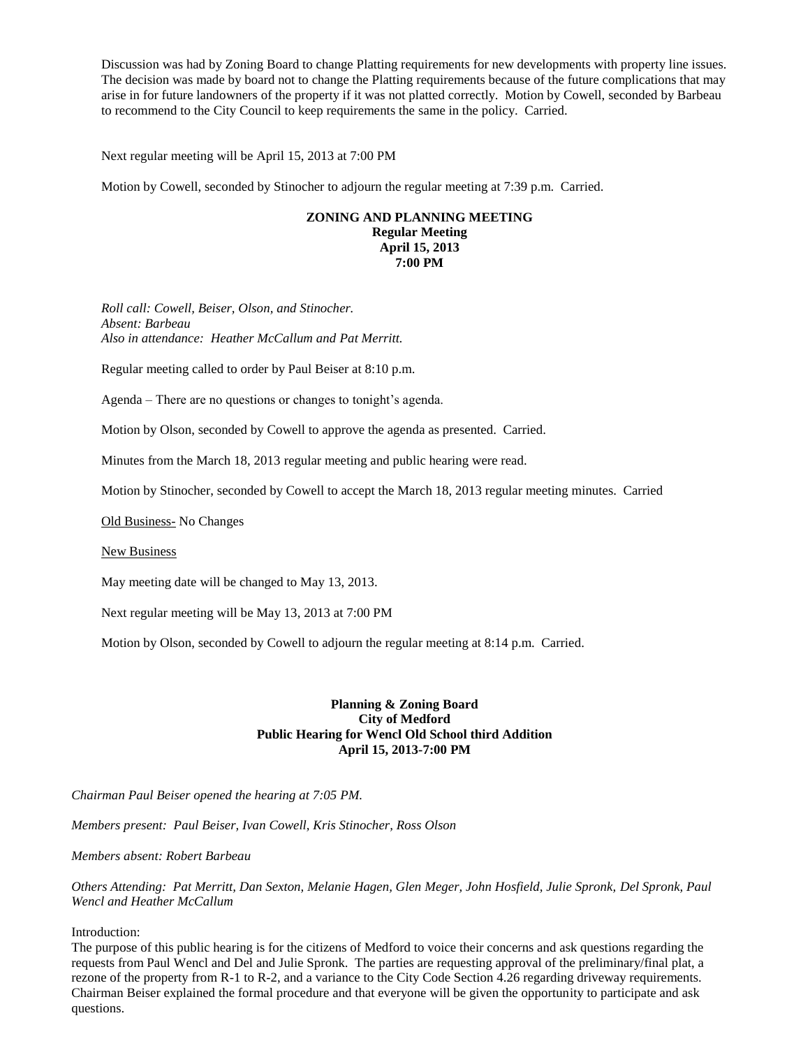Discussion was had by Zoning Board to change Platting requirements for new developments with property line issues. The decision was made by board not to change the Platting requirements because of the future complications that may arise in for future landowners of the property if it was not platted correctly. Motion by Cowell, seconded by Barbeau to recommend to the City Council to keep requirements the same in the policy. Carried.

Next regular meeting will be April 15, 2013 at 7:00 PM

Motion by Cowell, seconded by Stinocher to adjourn the regular meeting at 7:39 p.m. Carried.

**ZONING AND PLANNING MEETING**
**Regular Meeting**
**April 15, 2013**
**7:00 PM**

*Roll call: Cowell, Beiser, Olson, and Stinocher.*
*Absent: Barbeau*
*Also in attendance: Heather McCallum and Pat Merritt.*

Regular meeting called to order by Paul Beiser at 8:10 p.m.

Agenda – There are no questions or changes to tonight's agenda.

Motion by Olson, seconded by Cowell to approve the agenda as presented. Carried.

Minutes from the March 18, 2013 regular meeting and public hearing were read.

Motion by Stinocher, seconded by Cowell to accept the March 18, 2013 regular meeting minutes. Carried

Old Business- No Changes

New Business

May meeting date will be changed to May 13, 2013.

Next regular meeting will be May 13, 2013 at 7:00 PM

Motion by Olson, seconded by Cowell to adjourn the regular meeting at 8:14 p.m. Carried.

**Planning & Zoning Board**
**City of Medford**
**Public Hearing for Wencl Old School third Addition**
**April 15, 2013-7:00 PM**

*Chairman Paul Beiser opened the hearing at 7:05 PM.*

*Members present: Paul Beiser, Ivan Cowell, Kris Stinocher, Ross Olson*

*Members absent: Robert Barbeau*

*Others Attending: Pat Merritt, Dan Sexton, Melanie Hagen, Glen Meger, John Hosfield, Julie Spronk, Del Spronk, Paul Wencl and Heather McCallum*

Introduction:
The purpose of this public hearing is for the citizens of Medford to voice their concerns and ask questions regarding the requests from Paul Wencl and Del and Julie Spronk. The parties are requesting approval of the preliminary/final plat, a rezone of the property from R-1 to R-2, and a variance to the City Code Section 4.26 regarding driveway requirements. Chairman Beiser explained the formal procedure and that everyone will be given the opportunity to participate and ask questions.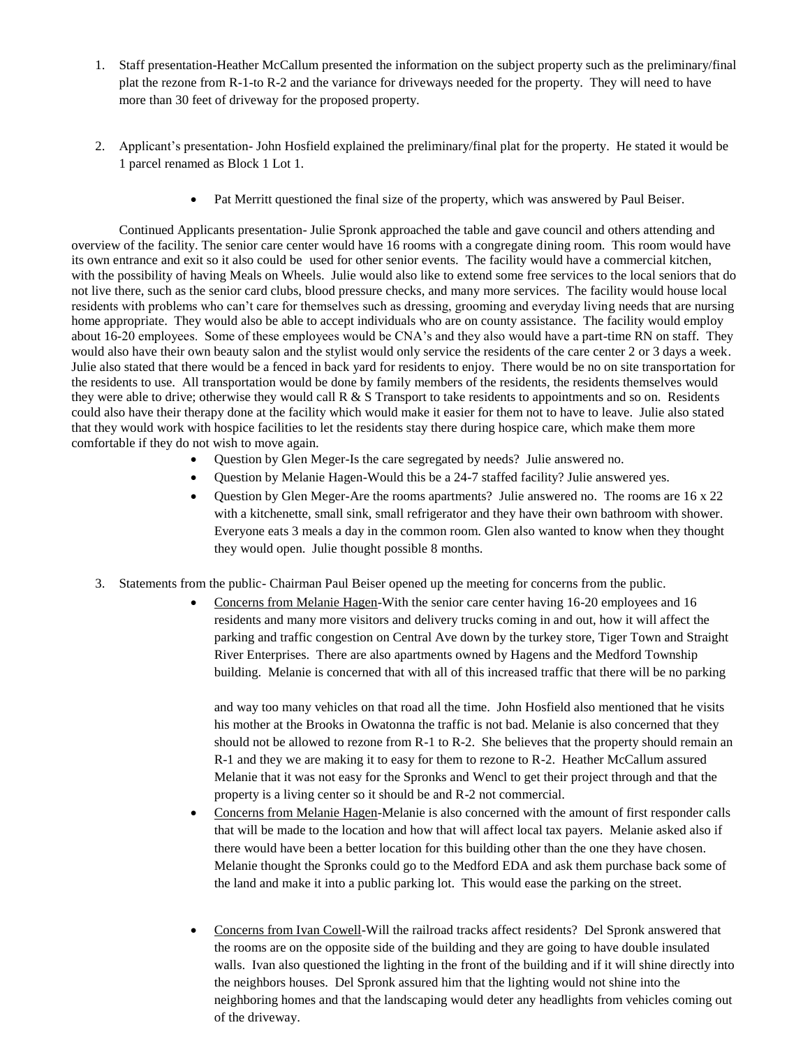1. Staff presentation-Heather McCallum presented the information on the subject property such as the preliminary/final plat the rezone from R-1-to R-2 and the variance for driveways needed for the property. They will need to have more than 30 feet of driveway for the proposed property.

2. Applicant's presentation- John Hosfield explained the preliminary/final plat for the property. He stated it would be 1 parcel renamed as Block 1 Lot 1.

    - Pat Merritt questioned the final size of the property, which was answered by Paul Beiser.

Continued Applicants presentation- Julie Spronk approached the table and gave council and others attending and overview of the facility. The senior care center would have 16 rooms with a congregate dining room. This room would have its own entrance and exit so it also could be used for other senior events. The facility would have a commercial kitchen, with the possibility of having Meals on Wheels. Julie would also like to extend some free services to the local seniors that do not live there, such as the senior card clubs, blood pressure checks, and many more services. The facility would house local residents with problems who can't care for themselves such as dressing, grooming and everyday living needs that are nursing home appropriate. They would also be able to accept individuals who are on county assistance. The facility would employ about 16-20 employees. Some of these employees would be CNA's and they also would have a part-time RN on staff. They would also have their own beauty salon and the stylist would only service the residents of the care center 2 or 3 days a week. Julie also stated that there would be a fenced in back yard for residents to enjoy. There would be no on site transportation for the residents to use. All transportation would be done by family members of the residents, the residents themselves would they were able to drive; otherwise they would call R & S Transport to take residents to appointments and so on. Residents could also have their therapy done at the facility which would make it easier for them not to have to leave. Julie also stated that they would work with hospice facilities to let the residents stay there during hospice care, which make them more comfortable if they do not wish to move again.

- Question by Glen Meger-Is the care segregated by needs? Julie answered no.
- Question by Melanie Hagen-Would this be a 24-7 staffed facility? Julie answered yes.
- Question by Glen Meger-Are the rooms apartments? Julie answered no. The rooms are 16 x 22 with a kitchenette, small sink, small refrigerator and they have their own bathroom with shower. Everyone eats 3 meals a day in the common room. Glen also wanted to know when they thought they would open. Julie thought possible 8 months.

3. Statements from the public- Chairman Paul Beiser opened up the meeting for concerns from the public.

    - <u>Concerns from Melanie Hagen</u>-With the senior care center having 16-20 employees and 16 residents and many more visitors and delivery trucks coming in and out, how it will affect the parking and traffic congestion on Central Ave down by the turkey store, Tiger Town and Straight River Enterprises. There are also apartments owned by Hagens and the Medford Township building. Melanie is concerned that with all of this increased traffic that there will be no parking

      and way too many vehicles on that road all the time. John Hosfield also mentioned that he visits his mother at the Brooks in Owatonna the traffic is not bad. Melanie is also concerned that they should not be allowed to rezone from R-1 to R-2. She believes that the property should remain an R-1 and they we are making it to easy for them to rezone to R-2. Heather McCallum assured Melanie that it was not easy for the Spronks and Wencl to get their project through and that the property is a living center so it should be and R-2 not commercial.
    - <u>Concerns from Melanie Hagen</u>-Melanie is also concerned with the amount of first responder calls that will be made to the location and how that will affect local tax payers. Melanie asked also if there would have been a better location for this building other than the one they have chosen. Melanie thought the Spronks could go to the Medford EDA and ask them purchase back some of the land and make it into a public parking lot. This would ease the parking on the street.
    - <u>Concerns from Ivan Cowell</u>-Will the railroad tracks affect residents? Del Spronk answered that the rooms are on the opposite side of the building and they are going to have double insulated walls. Ivan also questioned the lighting in the front of the building and if it will shine directly into the neighbors houses. Del Spronk assured him that the lighting would not shine into the neighboring homes and that the landscaping would deter any headlights from vehicles coming out of the driveway.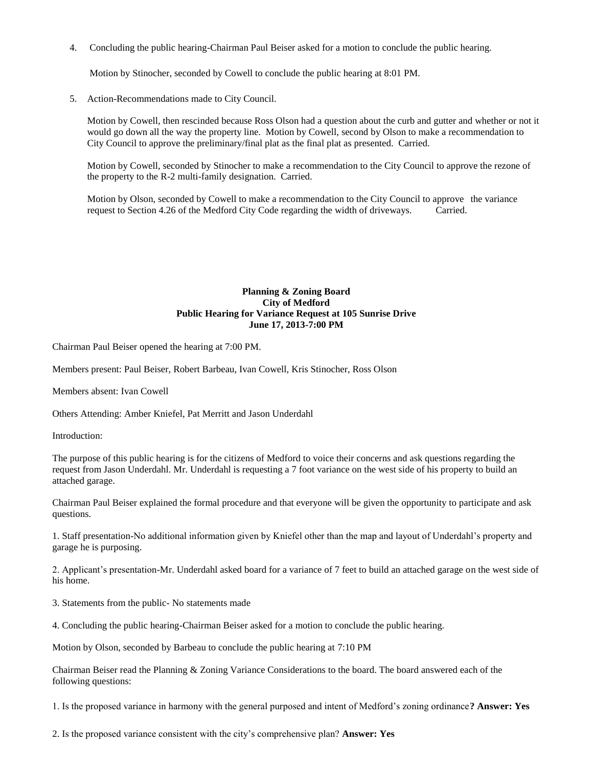4. Concluding the public hearing-Chairman Paul Beiser asked for a motion to conclude the public hearing.

   Motion by Stinocher, seconded by Cowell to conclude the public hearing at 8:01 PM.

5. Action-Recommendations made to City Council.

   Motion by Cowell, then rescinded because Ross Olson had a question about the curb and gutter and whether or not it would go down all the way the property line. Motion by Cowell, second by Olson to make a recommendation to City Council to approve the preliminary/final plat as the final plat as presented. Carried.

   Motion by Cowell, seconded by Stinocher to make a recommendation to the City Council to approve the rezone of the property to the R-2 multi-family designation. Carried.

   Motion by Olson, seconded by Cowell to make a recommendation to the City Council to approve the variance request to Section 4.26 of the Medford City Code regarding the width of driveways. Carried.

**Planning & Zoning Board**
**City of Medford**
**Public Hearing for Variance Request at 105 Sunrise Drive**
**June 17, 2013-7:00 PM**

Chairman Paul Beiser opened the hearing at 7:00 PM.

Members present: Paul Beiser, Robert Barbeau, Ivan Cowell, Kris Stinocher, Ross Olson

Members absent: Ivan Cowell

Others Attending: Amber Kniefel, Pat Merritt and Jason Underdahl

Introduction:

The purpose of this public hearing is for the citizens of Medford to voice their concerns and ask questions regarding the request from Jason Underdahl. Mr. Underdahl is requesting a 7 foot variance on the west side of his property to build an attached garage.

Chairman Paul Beiser explained the formal procedure and that everyone will be given the opportunity to participate and ask questions.

1. Staff presentation-No additional information given by Kniefel other than the map and layout of Underdahl's property and garage he is purposing.

2. Applicant's presentation-Mr. Underdahl asked board for a variance of 7 feet to build an attached garage on the west side of his home.

3. Statements from the public- No statements made

4. Concluding the public hearing-Chairman Beiser asked for a motion to conclude the public hearing.

Motion by Olson, seconded by Barbeau to conclude the public hearing at 7:10 PM

Chairman Beiser read the Planning & Zoning Variance Considerations to the board. The board answered each of the following questions:

1. Is the proposed variance in harmony with the general purposed and intent of Medford's zoning ordinance**? Answer: Yes**

2. Is the proposed variance consistent with the city's comprehensive plan? **Answer: Yes**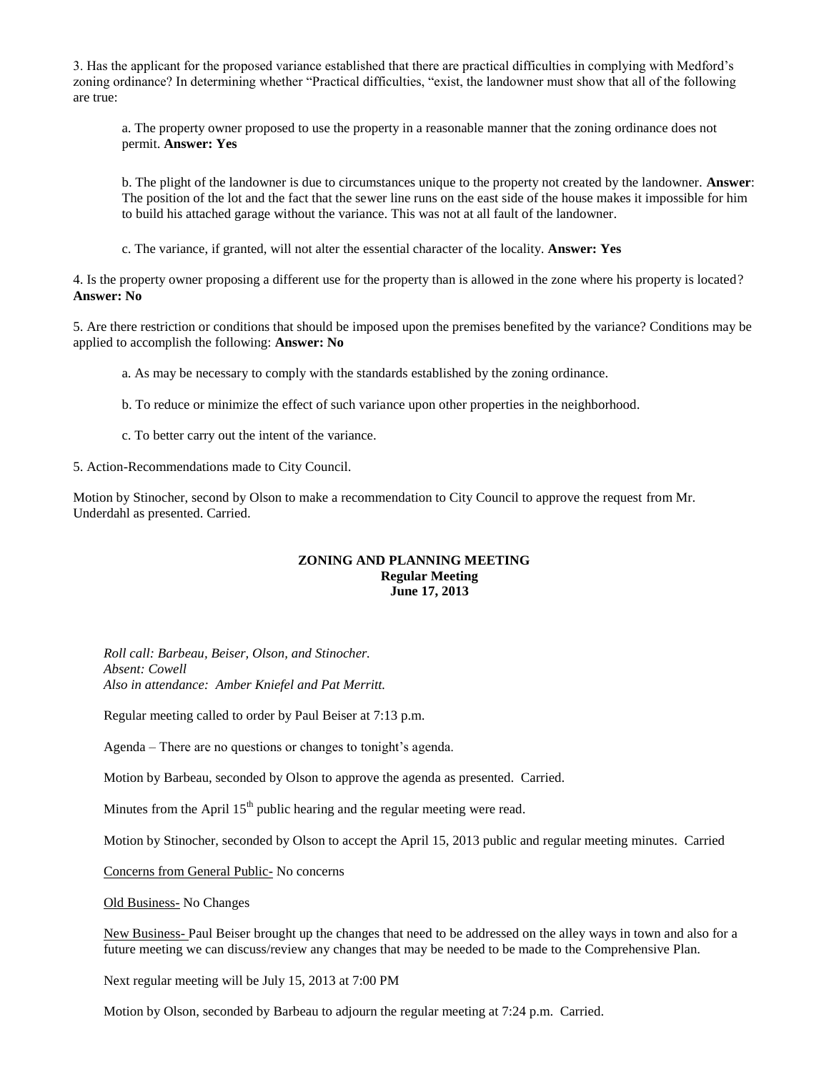3. Has the applicant for the proposed variance established that there are practical difficulties in complying with Medford's zoning ordinance? In determining whether "Practical difficulties, "exist, the landowner must show that all of the following are true:

a. The property owner proposed to use the property in a reasonable manner that the zoning ordinance does not permit. **Answer: Yes**

b. The plight of the landowner is due to circumstances unique to the property not created by the landowner. **Answer**: The position of the lot and the fact that the sewer line runs on the east side of the house makes it impossible for him to build his attached garage without the variance. This was not at all fault of the landowner.

c. The variance, if granted, will not alter the essential character of the locality. **Answer: Yes**

4. Is the property owner proposing a different use for the property than is allowed in the zone where his property is located? **Answer: No**

5. Are there restriction or conditions that should be imposed upon the premises benefited by the variance? Conditions may be applied to accomplish the following: **Answer: No**

a. As may be necessary to comply with the standards established by the zoning ordinance.

b. To reduce or minimize the effect of such variance upon other properties in the neighborhood.

c. To better carry out the intent of the variance.

5. Action-Recommendations made to City Council.

Motion by Stinocher, second by Olson to make a recommendation to City Council to approve the request from Mr. Underdahl as presented. Carried.

## ZONING AND PLANNING MEETING
### Regular Meeting
### June 17, 2013

*Roll call: Barbeau, Beiser, Olson, and Stinocher.*
*Absent: Cowell*
*Also in attendance: Amber Kniefel and Pat Merritt.*

Regular meeting called to order by Paul Beiser at 7:13 p.m.

Agenda – There are no questions or changes to tonight's agenda.

Motion by Barbeau, seconded by Olson to approve the agenda as presented. Carried.

Minutes from the April 15th public hearing and the regular meeting were read.

Motion by Stinocher, seconded by Olson to accept the April 15, 2013 public and regular meeting minutes. Carried

Concerns from General Public- No concerns

Old Business- No Changes

New Business- Paul Beiser brought up the changes that need to be addressed on the alley ways in town and also for a future meeting we can discuss/review any changes that may be needed to be made to the Comprehensive Plan.

Next regular meeting will be July 15, 2013 at 7:00 PM

Motion by Olson, seconded by Barbeau to adjourn the regular meeting at 7:24 p.m. Carried.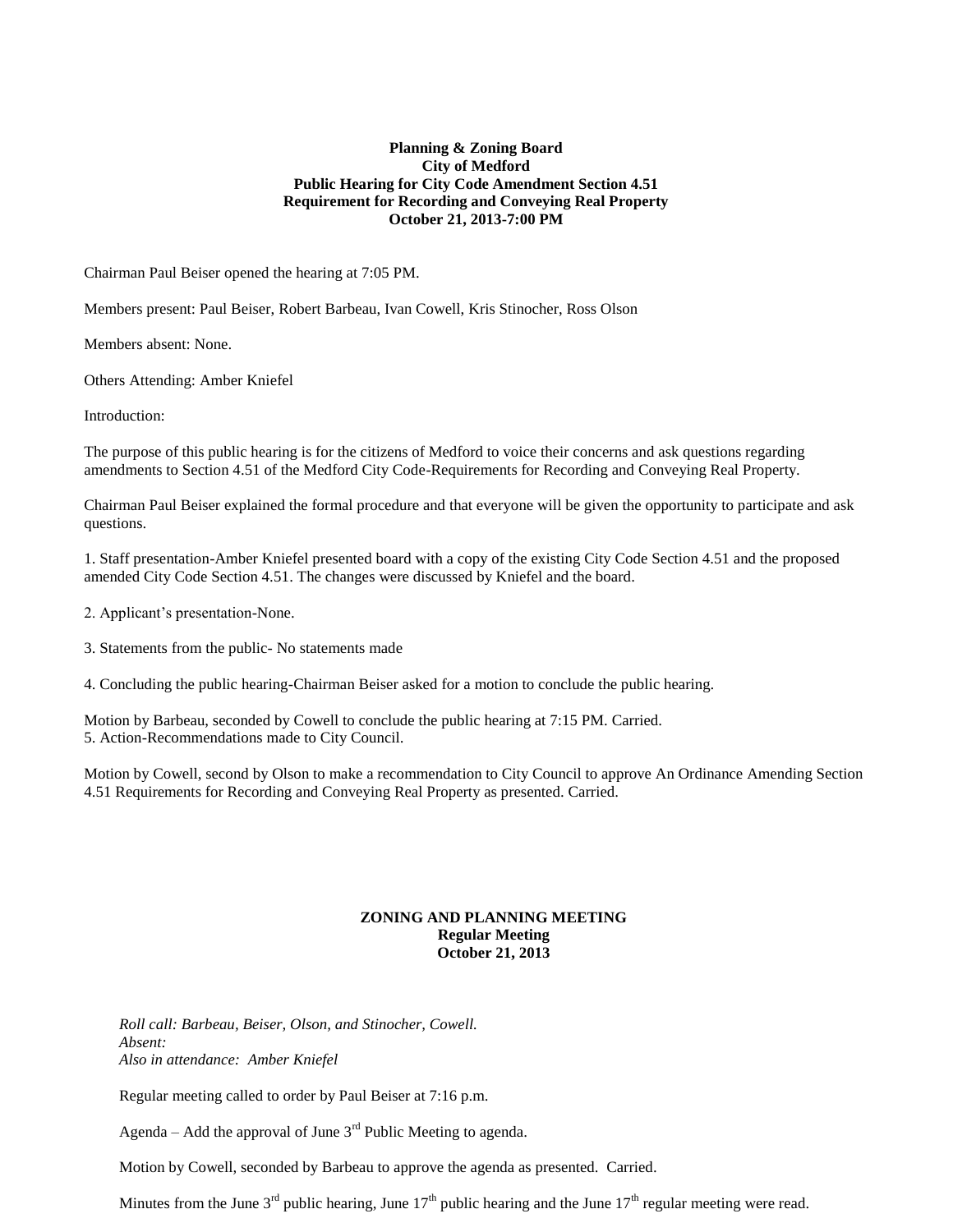**Planning & Zoning Board**
**City of Medford**
**Public Hearing for City Code Amendment Section 4.51**
**Requirement for Recording and Conveying Real Property**
**October 21, 2013-7:00 PM**

Chairman Paul Beiser opened the hearing at 7:05 PM.

Members present: Paul Beiser, Robert Barbeau, Ivan Cowell, Kris Stinocher, Ross Olson

Members absent: None.

Others Attending: Amber Kniefel

Introduction:

The purpose of this public hearing is for the citizens of Medford to voice their concerns and ask questions regarding amendments to Section 4.51 of the Medford City Code-Requirements for Recording and Conveying Real Property.

Chairman Paul Beiser explained the formal procedure and that everyone will be given the opportunity to participate and ask questions.

1. Staff presentation-Amber Kniefel presented board with a copy of the existing City Code Section 4.51 and the proposed amended City Code Section 4.51. The changes were discussed by Kniefel and the board.

2. Applicant's presentation-None.

3. Statements from the public- No statements made

4. Concluding the public hearing-Chairman Beiser asked for a motion to conclude the public hearing.

Motion by Barbeau, seconded by Cowell to conclude the public hearing at 7:15 PM. Carried.
5. Action-Recommendations made to City Council.

Motion by Cowell, second by Olson to make a recommendation to City Council to approve An Ordinance Amending Section 4.51 Requirements for Recording and Conveying Real Property as presented. Carried.

**ZONING AND PLANNING MEETING**
**Regular Meeting**
**October 21, 2013**

*Roll call: Barbeau, Beiser, Olson, and Stinocher, Cowell.*
*Absent:*
*Also in attendance: Amber Kniefel*

Regular meeting called to order by Paul Beiser at 7:16 p.m.

Agenda – Add the approval of June 3rd Public Meeting to agenda.

Motion by Cowell, seconded by Barbeau to approve the agenda as presented. Carried.

Minutes from the June 3rd public hearing, June 17th public hearing and the June 17th regular meeting were read.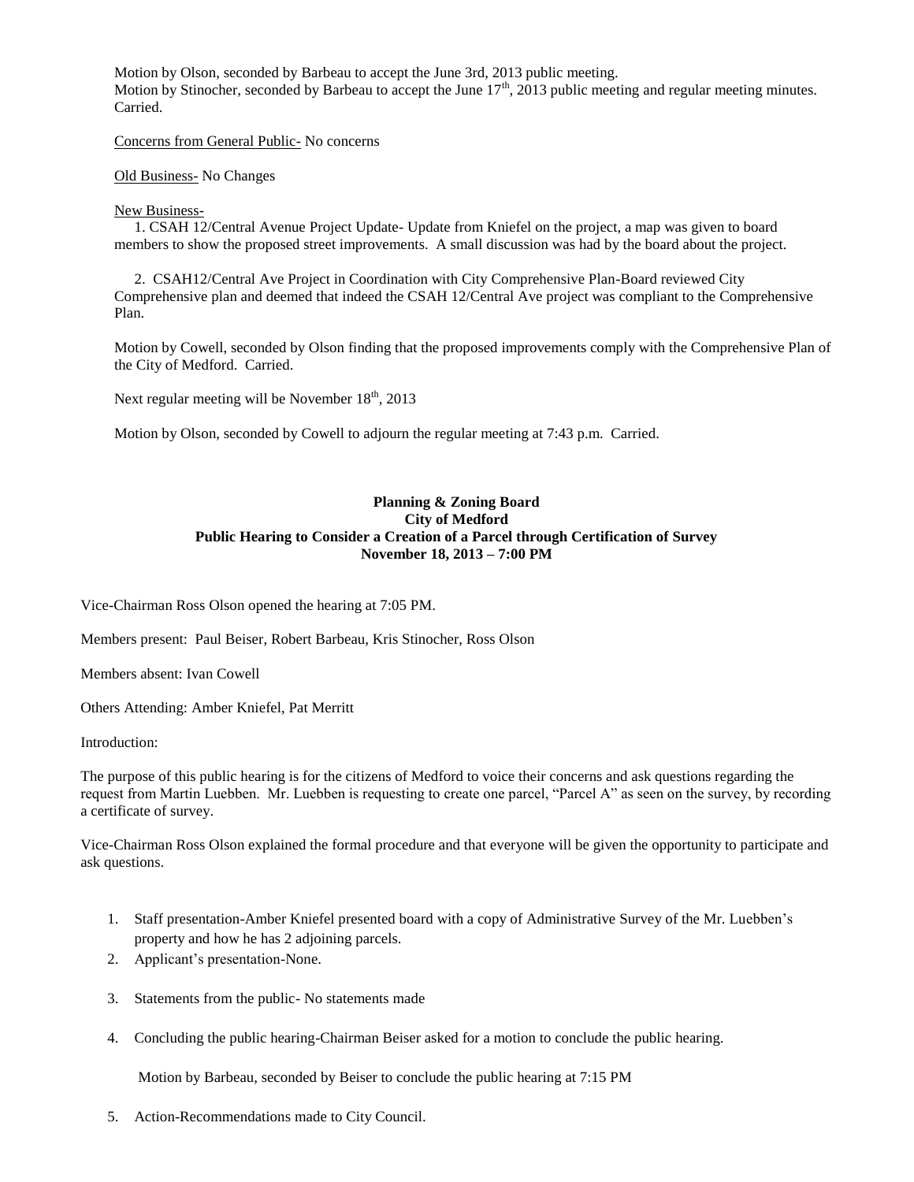Motion by Olson, seconded by Barbeau to accept the June 3rd, 2013 public meeting.
Motion by Stinocher, seconded by Barbeau to accept the June 17th, 2013 public meeting and regular meeting minutes. Carried.

Concerns from General Public- No concerns

Old Business- No Changes

New Business-

1. CSAH 12/Central Avenue Project Update- Update from Kniefel on the project, a map was given to board members to show the proposed street improvements. A small discussion was had by the board about the project.

2. CSAH12/Central Ave Project in Coordination with City Comprehensive Plan-Board reviewed City Comprehensive plan and deemed that indeed the CSAH 12/Central Ave project was compliant to the Comprehensive Plan.

Motion by Cowell, seconded by Olson finding that the proposed improvements comply with the Comprehensive Plan of the City of Medford. Carried.

Next regular meeting will be November 18th, 2013

Motion by Olson, seconded by Cowell to adjourn the regular meeting at 7:43 p.m. Carried.

**Planning & Zoning Board**
**City of Medford**
**Public Hearing to Consider a Creation of a Parcel through Certification of Survey**
**November 18, 2013 – 7:00 PM**

Vice-Chairman Ross Olson opened the hearing at 7:05 PM.

Members present: Paul Beiser, Robert Barbeau, Kris Stinocher, Ross Olson

Members absent: Ivan Cowell

Others Attending: Amber Kniefel, Pat Merritt

Introduction:

The purpose of this public hearing is for the citizens of Medford to voice their concerns and ask questions regarding the request from Martin Luebben. Mr. Luebben is requesting to create one parcel, "Parcel A" as seen on the survey, by recording a certificate of survey.

Vice-Chairman Ross Olson explained the formal procedure and that everyone will be given the opportunity to participate and ask questions.

1. Staff presentation-Amber Kniefel presented board with a copy of Administrative Survey of the Mr. Luebben's property and how he has 2 adjoining parcels.
2. Applicant's presentation-None.
3. Statements from the public- No statements made
4. Concluding the public hearing-Chairman Beiser asked for a motion to conclude the public hearing.

   Motion by Barbeau, seconded by Beiser to conclude the public hearing at 7:15 PM

5. Action-Recommendations made to City Council.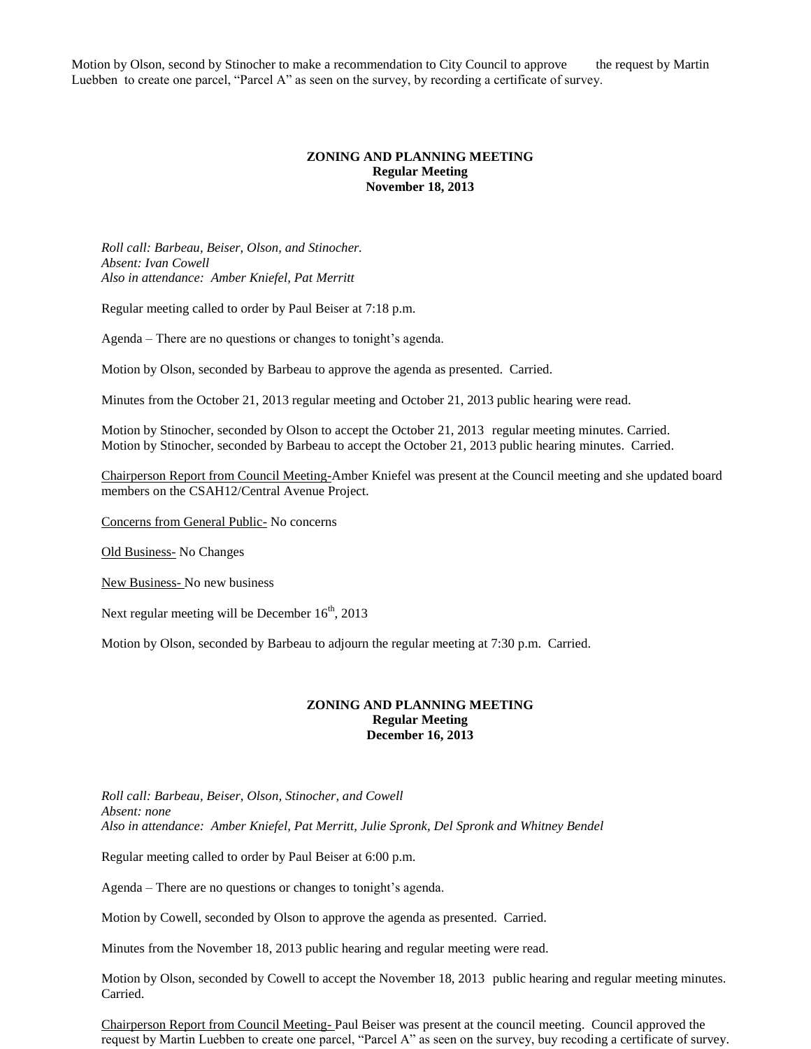Motion by Olson, second by Stinocher to make a recommendation to City Council to approve the request by Martin Luebben to create one parcel, "Parcel A" as seen on the survey, by recording a certificate of survey.

**ZONING AND PLANNING MEETING**
**Regular Meeting**
**November 18, 2013**

*Roll call: Barbeau, Beiser, Olson, and Stinocher.*
*Absent: Ivan Cowell*
*Also in attendance: Amber Kniefel, Pat Merritt*

Regular meeting called to order by Paul Beiser at 7:18 p.m.

Agenda – There are no questions or changes to tonight's agenda.

Motion by Olson, seconded by Barbeau to approve the agenda as presented. Carried.

Minutes from the October 21, 2013 regular meeting and October 21, 2013 public hearing were read.

Motion by Stinocher, seconded by Olson to accept the October 21, 2013 regular meeting minutes. Carried.
Motion by Stinocher, seconded by Barbeau to accept the October 21, 2013 public hearing minutes. Carried.

Chairperson Report from Council Meeting-Amber Kniefel was present at the Council meeting and she updated board members on the CSAH12/Central Avenue Project.

Concerns from General Public- No concerns

Old Business- No Changes

New Business- No new business

Next regular meeting will be December 16th, 2013

Motion by Olson, seconded by Barbeau to adjourn the regular meeting at 7:30 p.m. Carried.

**ZONING AND PLANNING MEETING**
**Regular Meeting**
**December 16, 2013**

*Roll call: Barbeau, Beiser, Olson, Stinocher, and Cowell*
*Absent: none*
*Also in attendance: Amber Kniefel, Pat Merritt, Julie Spronk, Del Spronk and Whitney Bendel*

Regular meeting called to order by Paul Beiser at 6:00 p.m.

Agenda – There are no questions or changes to tonight's agenda.

Motion by Cowell, seconded by Olson to approve the agenda as presented. Carried.

Minutes from the November 18, 2013 public hearing and regular meeting were read.

Motion by Olson, seconded by Cowell to accept the November 18, 2013 public hearing and regular meeting minutes. Carried.

Chairperson Report from Council Meeting- Paul Beiser was present at the council meeting. Council approved the request by Martin Luebben to create one parcel, "Parcel A" as seen on the survey, buy recoding a certificate of survey.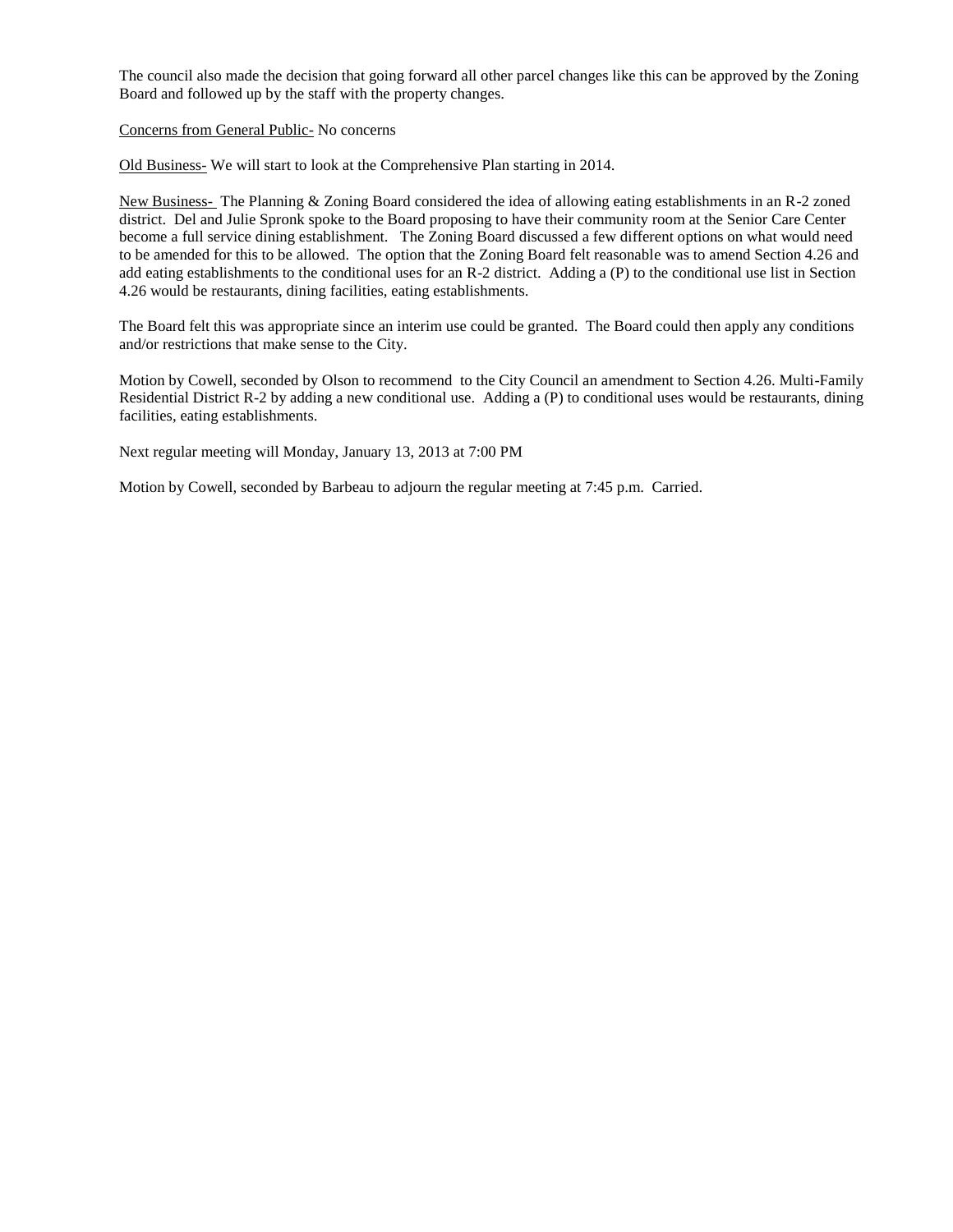The council also made the decision that going forward all other parcel changes like this can be approved by the Zoning Board and followed up by the staff with the property changes.

Concerns from General Public- No concerns

Old Business- We will start to look at the Comprehensive Plan starting in 2014.

New Business- The Planning & Zoning Board considered the idea of allowing eating establishments in an R-2 zoned district. Del and Julie Spronk spoke to the Board proposing to have their community room at the Senior Care Center become a full service dining establishment. The Zoning Board discussed a few different options on what would need to be amended for this to be allowed. The option that the Zoning Board felt reasonable was to amend Section 4.26 and add eating establishments to the conditional uses for an R-2 district. Adding a (P) to the conditional use list in Section 4.26 would be restaurants, dining facilities, eating establishments.

The Board felt this was appropriate since an interim use could be granted. The Board could then apply any conditions and/or restrictions that make sense to the City.

Motion by Cowell, seconded by Olson to recommend to the City Council an amendment to Section 4.26. Multi-Family Residential District R-2 by adding a new conditional use. Adding a (P) to conditional uses would be restaurants, dining facilities, eating establishments.

Next regular meeting will Monday, January 13, 2013 at 7:00 PM

Motion by Cowell, seconded by Barbeau to adjourn the regular meeting at 7:45 p.m. Carried.